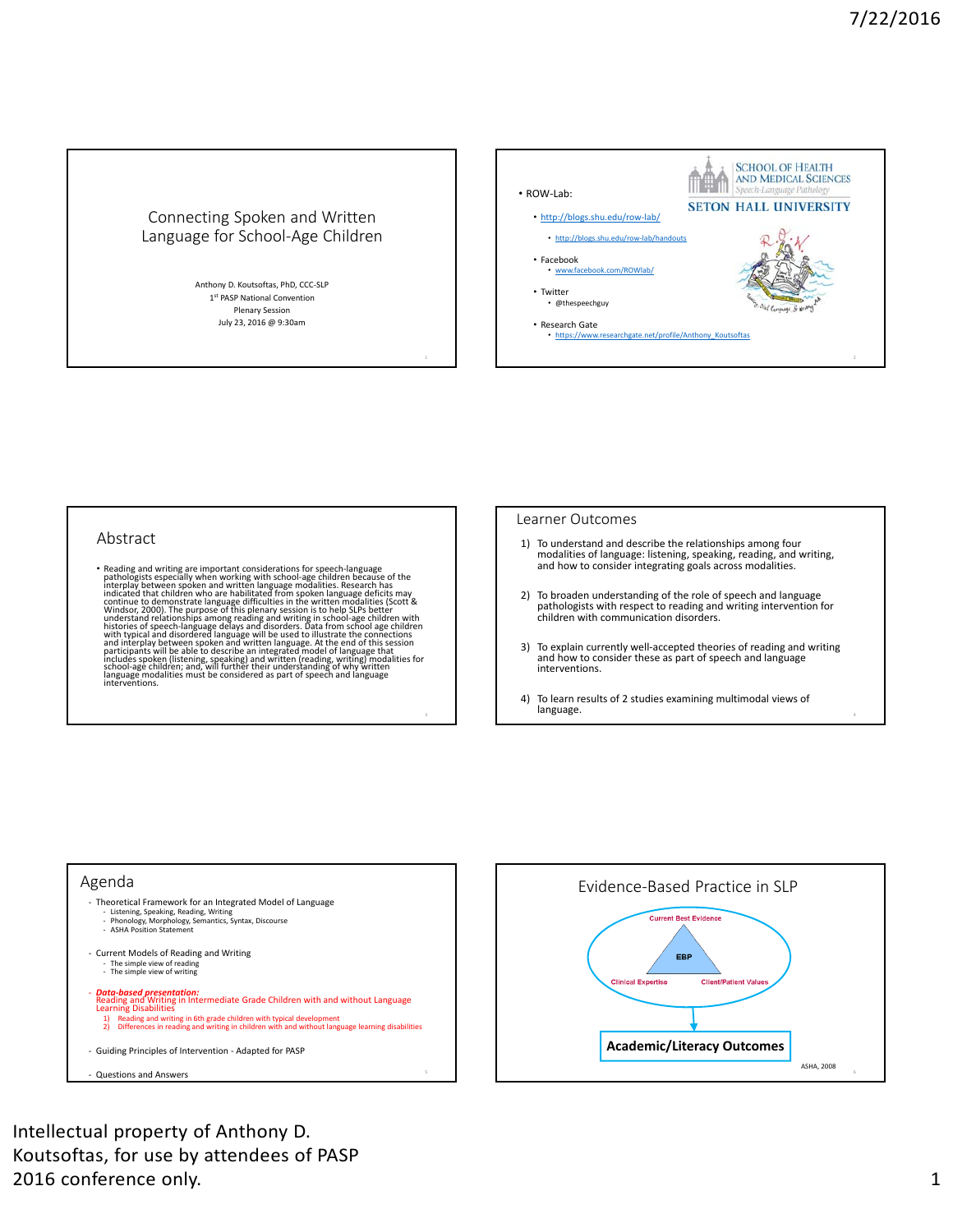# Connecting Spoken and Written Language for School-Age Children

Anthony D. Koutsoftas, PhD, CCC-SLP
1st PASP National Convention
Plenary Session
July 23, 2016 @ 9:30am

---

SCHOOL OF HEALTH AND MEDICAL SCIENCES
Speech-Language Pathology
SETON HALL UNIVERSITY

- ROW-Lab:
  - http://blogs.shu.edu/row-lab/
    - http://blogs.shu.edu/row-lab/handouts
  - Facebook
    - www.facebook.com/ROWlab/
  - Twitter
    - @thespeechguy
  - Research Gate
    - https://www.researchgate.net/profile/Anthony_Koutsoftas

---

## Abstract

- Reading and writing are important considerations for speech-language pathologists especially when working with school-age children because of the interplay between spoken and written language modalities. Research has indicated that children who are habilitated from spoken language deficits may continue to demonstrate language difficulties in the written modalities (Scott & Windsor, 2000). The purpose of this plenary session is to help SLPs better understand relationships among reading and writing in school-age children with histories of speech-language delays and disorders. Data from school age children with typical and disordered language will be used to illustrate the connections and interplay between spoken and written language. At the end of this session participants will be able to describe an integrated model of language that includes spoken (listening, speaking) and written (reading, writing) modalities for school-age children; and, will further their understanding of why written language modalities must be considered as part of speech and language interventions.

---

## Learner Outcomes

1) To understand and describe the relationships among four modalities of language: listening, speaking, reading, and writing, and how to consider integrating goals across modalities.
2) To broaden understanding of the role of speech and language pathologists with respect to reading and writing intervention for children with communication disorders.
3) To explain currently well-accepted theories of reading and writing and how to consider these as part of speech and language interventions.
4) To learn results of 2 studies examining multimodal views of language.

---

## Agenda

- Theoretical Framework for an Integrated Model of Language
  - Listening, Speaking, Reading, Writing
  - Phonology, Morphology, Semantics, Syntax, Discourse
  - ASHA Position Statement
- Current Models of Reading and Writing
  - The simple view of reading
  - The simple view of writing
- ***Data-based presentation:*** Reading and Writing in Intermediate Grade Children with and without Language Learning Disabilities
  1) Reading and writing in 6th grade children with typical development
  2) Differences in reading and writing in children with and without language learning disabilities
- Guiding Principles of Intervention - Adapted for PASP
- Questions and Answers

---

## Evidence-Based Practice in SLP

Current Best Evidence
EBP
Clinical Expertise
Client/Patient Values

**Academic/Literacy Outcomes**

ASHA, 2008

---

Intellectual property of Anthony D. Koutsoftas, for use by attendees of PASP 2016 conference only.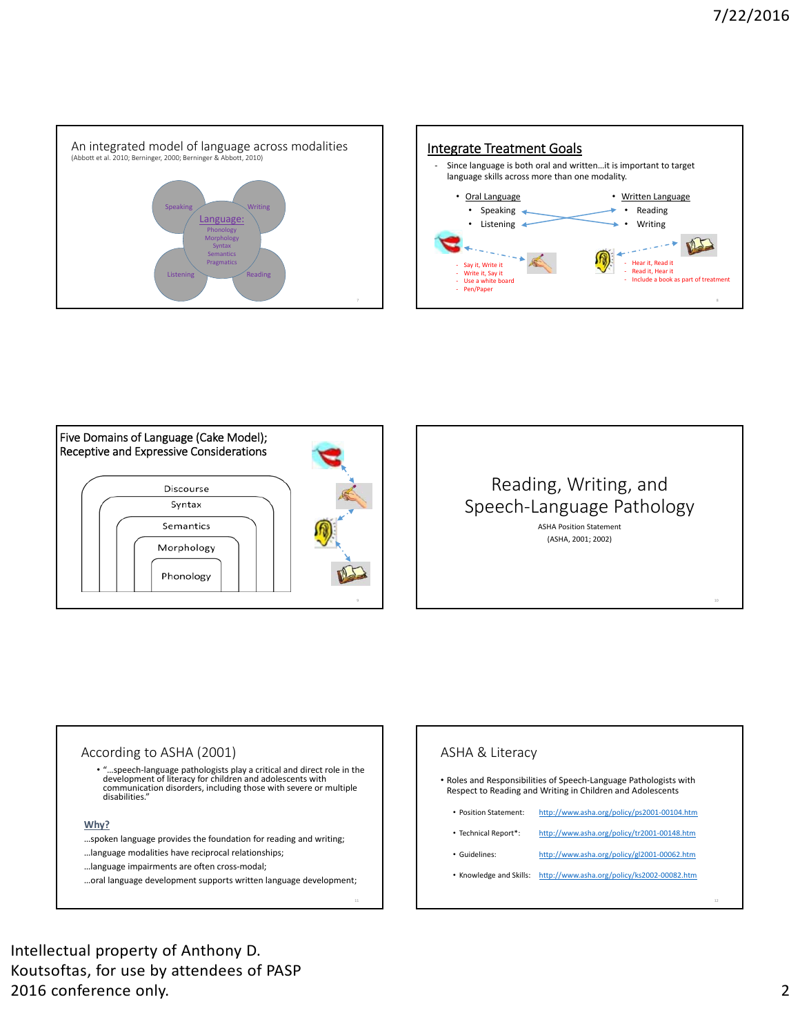## An integrated model of language across modalities

(Abbott et al. 2010; Berninger, 2000; Berninger & Abbott, 2010)

Speaking, Writing, Listening, Reading

Language:
- Phonology
- Morphology
- Syntax
- Semantics
- Pragmatics

## Integrate Treatment Goals

- Since language is both oral and written…it is important to target language skills across more than one modality.

- Oral Language
  - Speaking
  - Listening
- Written Language
  - Reading
  - Writing

- Say it, Write it
- Write it, Say it
- Use a white board
- Pen/Paper

- Hear it, Read it
- Read it, Hear it
- Include a book as part of treatment

## Five Domains of Language (Cake Model); Receptive and Expressive Considerations

- Discourse
- Syntax
- Semantics
- Morphology
- Phonology

# Reading, Writing, and Speech-Language Pathology

ASHA Position Statement

(ASHA, 2001; 2002)

## According to ASHA (2001)

- "…speech-language pathologists play a critical and direct role in the development of literacy for children and adolescents with communication disorders, including those with severe or multiple disabilities."

**Why?**

…spoken language provides the foundation for reading and writing;

…language modalities have reciprocal relationships;

…language impairments are often cross-modal;

…oral language development supports written language development;

## ASHA & Literacy

- Roles and Responsibilities of Speech-Language Pathologists with Respect to Reading and Writing in Children and Adolescents
  - Position Statement: http://www.asha.org/policy/ps2001-00104.htm
  - Technical Report*: http://www.asha.org/policy/tr2001-00148.htm
  - Guidelines: http://www.asha.org/policy/gl2001-00062.htm
  - Knowledge and Skills: http://www.asha.org/policy/ks2002-00082.htm

Intellectual property of Anthony D. Koutsoftas, for use by attendees of PASP 2016 conference only.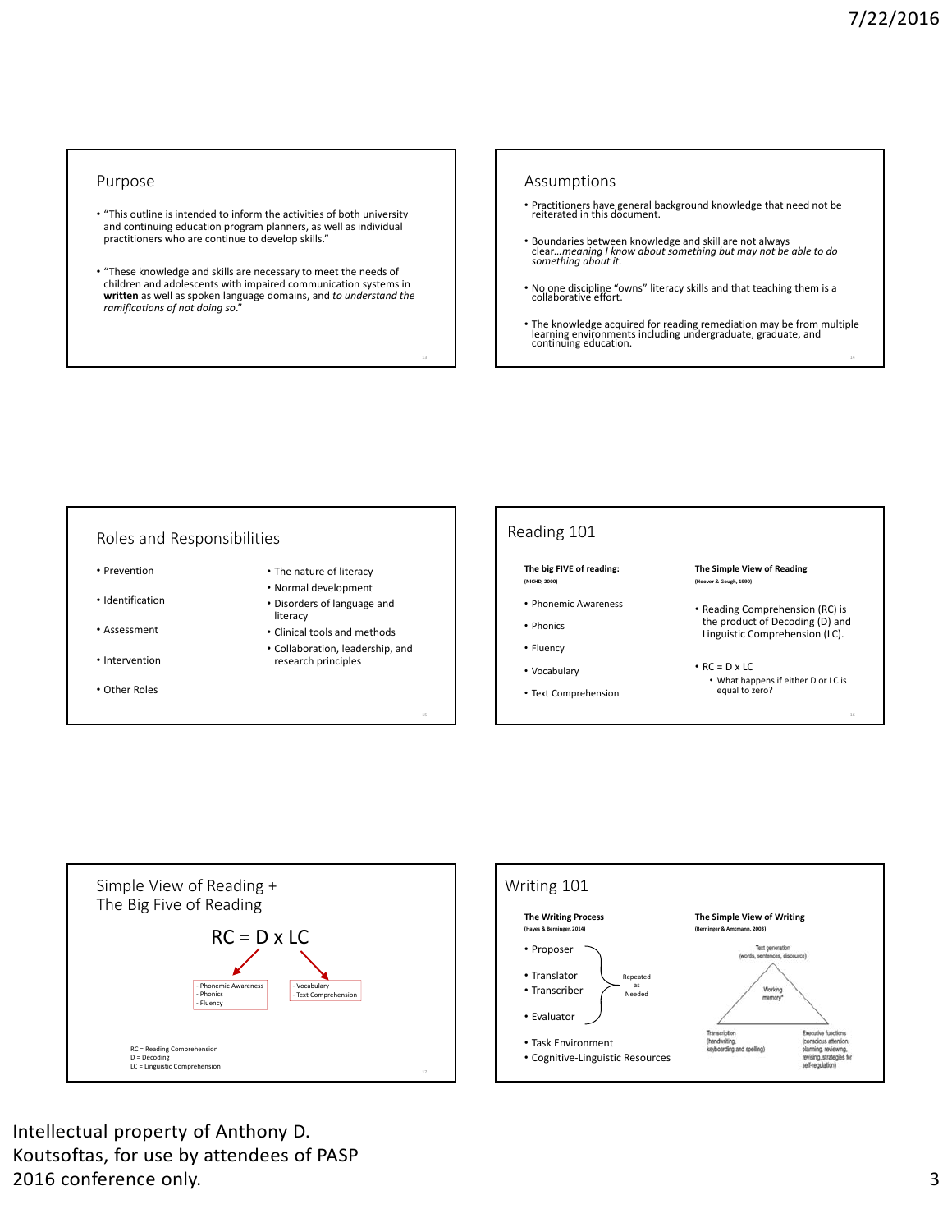## Purpose

- "This outline is intended to inform the activities of both university and continuing education program planners, as well as individual practitioners who are continue to develop skills."
- "These knowledge and skills are necessary to meet the needs of children and adolescents with impaired communication systems in **written** as well as spoken language domains, and *to understand the ramifications of not doing so*."

## Assumptions

- Practitioners have general background knowledge that need not be reiterated in this document.
- Boundaries between knowledge and skill are not always clear…*meaning I know about something but may not be able to do something about it.*
- No one discipline "owns" literacy skills and that teaching them is a collaborative effort.
- The knowledge acquired for reading remediation may be from multiple learning environments including undergraduate, graduate, and continuing education.

## Roles and Responsibilities

- Prevention
- Identification
- Assessment
- Intervention
- Other Roles

- The nature of literacy
- Normal development
- Disorders of language and literacy
- Clinical tools and methods
- Collaboration, leadership, and research principles

## Reading 101

**The big FIVE of reading:**
(NICHD, 2000)

- Phonemic Awareness
- Phonics
- Fluency
- Vocabulary
- Text Comprehension

**The Simple View of Reading**
(Hoover & Gough, 1990)

- Reading Comprehension (RC) is the product of Decoding (D) and Linguistic Comprehension (LC).
- RC = D x LC
  - What happens if either D or LC is equal to zero?

## Simple View of Reading + The Big Five of Reading

RC = D x LC

- Phonemic Awareness
- Phonics
- Fluency

- Vocabulary
- Text Comprehension

RC = Reading Comprehension
D = Decoding
LC = Linguistic Comprehension

## Writing 101

**The Writing Process**
(Hayes & Berninger, 2014)

- Proposer
- Translator
- Transcriber
- Evaluator

Repeated as Needed

- Task Environment
- Cognitive-Linguistic Resources

**The Simple View of Writing**
(Berninger & Amtmann, 2003)

Text generation (words, sentences, discourse)

Working memory*

Transcription (handwriting, keyboarding and spelling)

Executive functions (conscious attention, planning, reviewing, revising, strategies for self-regulation)

Intellectual property of Anthony D. Koutsoftas, for use by attendees of PASP 2016 conference only.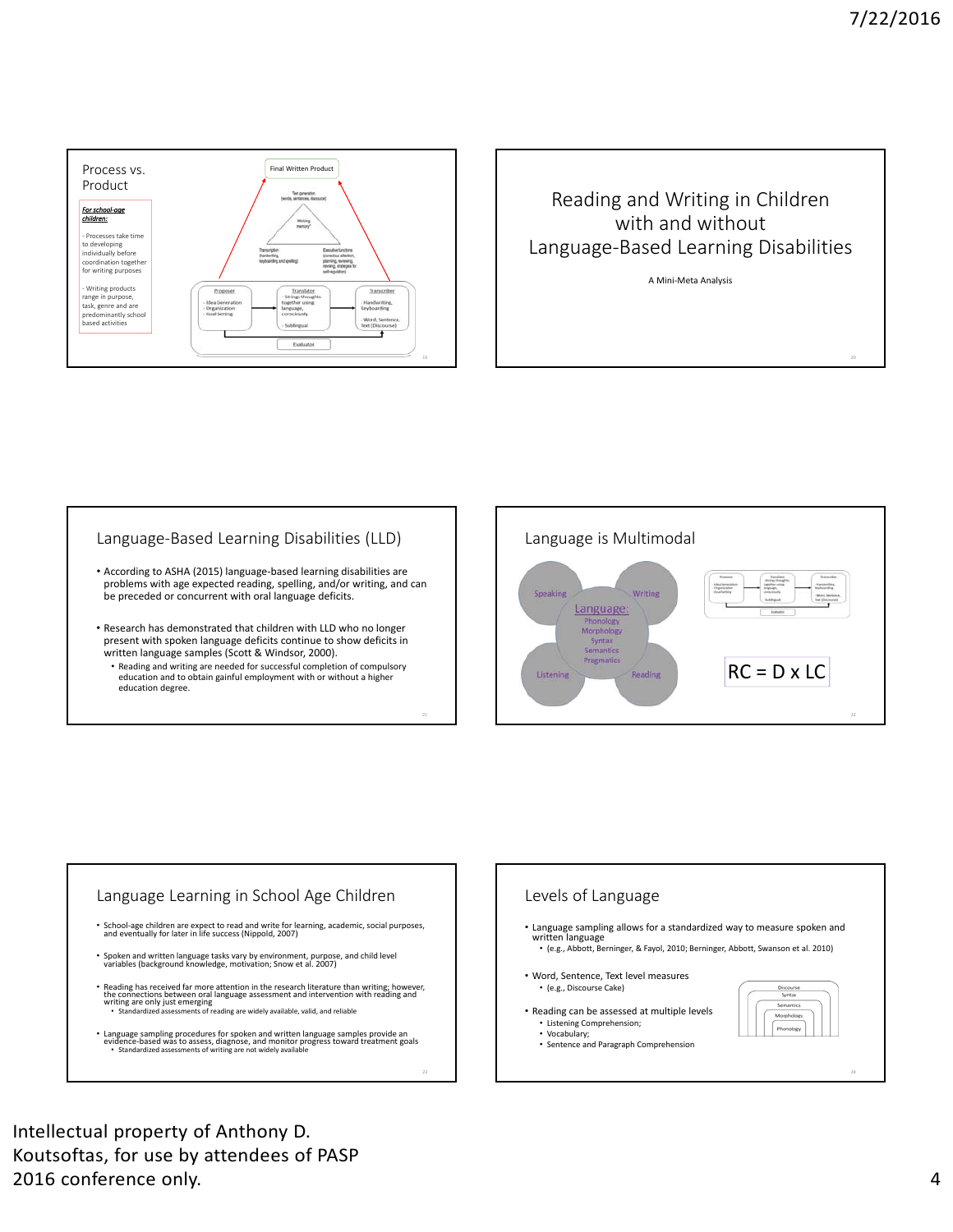## Process vs. Product

*For school-age children:*

- Processes take time to developing individually before coordination together for writing purposes

- Writing products range in purpose, task, genre and are predominantly school based activities

Final Written Product

Text generation (words, sentences, discourse)

Working memory

Transcription (handwriting, keyboarding and spelling)

Executive functions (conscious attention, planning, reviewing, revising, strategies to self-regulation)

Proposer
- Idea Generation
- Organization
- Goal Setting

Translator
- Strings thoughts together using language, consciously
- Sublingual

Transcriber
- Handwriting, Keyboarding
- Word, Sentence, Text (Discourse)

Evaluator

## Reading and Writing in Children with and without Language-Based Learning Disabilities

A Mini-Meta Analysis

## Language-Based Learning Disabilities (LLD)

- According to ASHA (2015) language-based learning disabilities are problems with age expected reading, spelling, and/or writing, and can be preceded or concurrent with oral language deficits.
- Research has demonstrated that children with LLD who no longer present with spoken language deficits continue to show deficits in written language samples (Scott & Windsor, 2000).
  - Reading and writing are needed for successful completion of compulsory education and to obtain gainful employment with or without a higher education degree.

## Language is Multimodal

Speaking, Writing, Listening, Reading

Language: Phonology, Morphology, Syntax, Semantics, Pragmatics

Proposer: Idea Generation, Organization, Goal Setting — Translator: Strings thoughts together using language, consciously; Sublingual — Transcriber: Handwriting, Keyboarding; Word, Sentence, Text (Discourse) — Evaluator

RC = D x LC

## Language Learning in School Age Children

- School-age children are expect to read and write for learning, academic, social purposes, and eventually for later in life success (Nippold, 2007)
- Spoken and written language tasks vary by environment, purpose, and child level variables (background knowledge, motivation; Snow et al. 2007)
- Reading has received far more attention in the research literature than writing; however, the connections between oral language assessment and intervention with reading and writing are only just emerging
  - Standardized assessments of reading are widely available, valid, and reliable
- Language sampling procedures for spoken and written language samples provide an evidence-based was to assess, diagnose, and monitor progress toward treatment goals
  - Standardized assessments of writing are not widely available

## Levels of Language

- Language sampling allows for a standardized way to measure spoken and written language
  - (e.g., Abbott, Berninger, & Fayol, 2010; Berninger, Abbott, Swanson et al. 2010)
- Word, Sentence, Text level measures
  - (e.g., Discourse Cake)
- Reading can be assessed at multiple levels
  - Listening Comprehension;
  - Vocabulary;
  - Sentence and Paragraph Comprehension

Discourse, Syntax, Semantics, Morphology, Phonology

Intellectual property of Anthony D. Koutsoftas, for use by attendees of PASP 2016 conference only.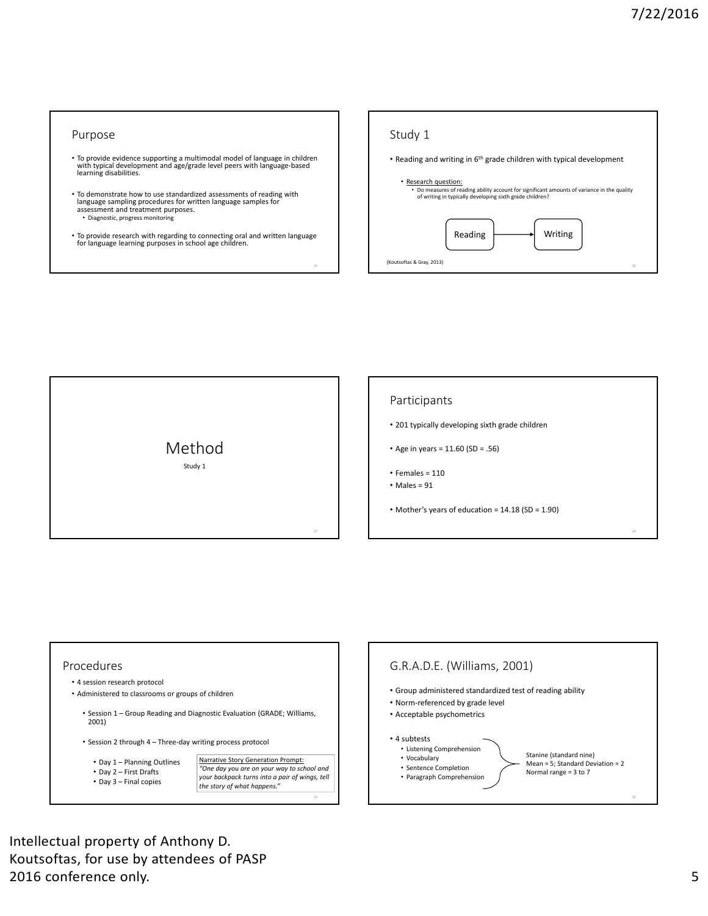## Purpose

- To provide evidence supporting a multimodal model of language in children with typical development and age/grade level peers with language-based learning disabilities.
- To demonstrate how to use standardized assessments of reading with language sampling procedures for written language samples for assessment and treatment purposes.
  - Diagnostic, progress monitoring
- To provide research with regarding to connecting oral and written language for language learning purposes in school age children.

## Study 1

- Reading and writing in 6th grade children with typical development
  - Research question:
    - Do measures of reading ability account for significant amounts of variance in the quality of writing in typically developing sixth grade children?

Reading → Writing

(Koutsoftas & Gray, 2013)

# Method

Study 1

## Participants

- 201 typically developing sixth grade children
- Age in years = 11.60 (SD = .56)
- Females = 110
- Males = 91
- Mother's years of education = 14.18 (SD = 1.90)

## Procedures

- 4 session research protocol
- Administered to classrooms or groups of children
  - Session 1 – Group Reading and Diagnostic Evaluation (GRADE; Williams, 2001)
  - Session 2 through 4 – Three-day writing process protocol
    - Day 1 – Planning Outlines
    - Day 2 – First Drafts
    - Day 3 – Final copies

Narrative Story Generation Prompt:
*"One day you are on your way to school and your backpack turns into a pair of wings, tell the story of what happens."*

## G.R.A.D.E. (Williams, 2001)

- Group administered standardized test of reading ability
- Norm-referenced by grade level
- Acceptable psychometrics
- 4 subtests
  - Listening Comprehension
  - Vocabulary
  - Sentence Completion
  - Paragraph Comprehension

Stanine (standard nine)
Mean = 5; Standard Deviation = 2
Normal range = 3 to 7

Intellectual property of Anthony D. Koutsoftas, for use by attendees of PASP 2016 conference only.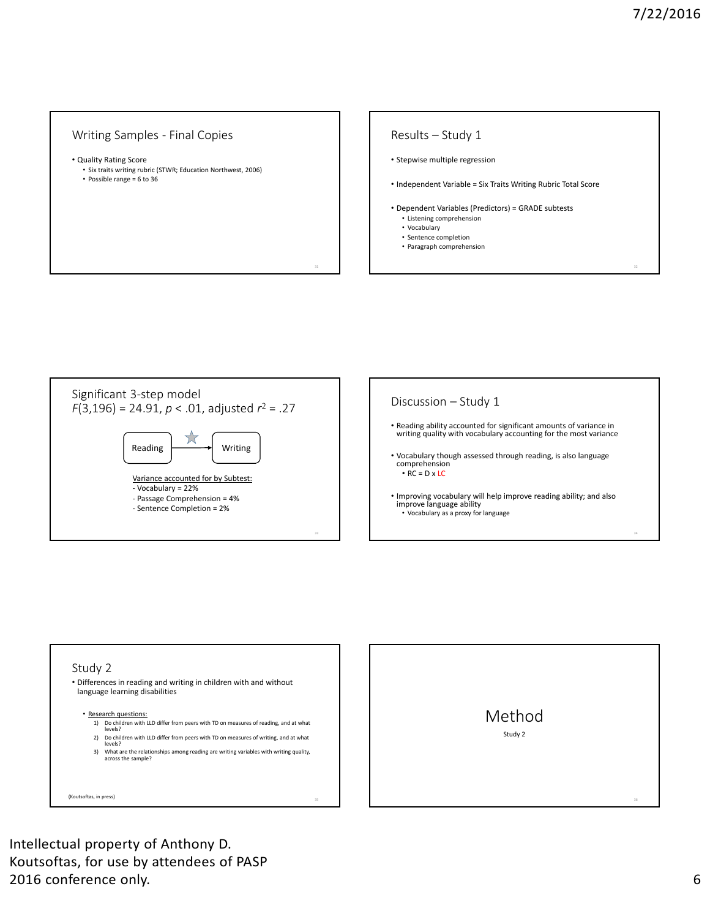## Writing Samples - Final Copies

- Quality Rating Score
  - Six traits writing rubric (STWR; Education Northwest, 2006)
  - Possible range = 6 to 36

## Results – Study 1

- Stepwise multiple regression
- Independent Variable = Six Traits Writing Rubric Total Score
- Dependent Variables (Predictors) = GRADE subtests
  - Listening comprehension
  - Vocabulary
  - Sentence completion
  - Paragraph comprehension

## Significant 3-step model

$F(3,196) = 24.91$, $p < .01$, adjusted $r^2 = .27$

Reading → Writing

Variance accounted for by Subtest:

- Vocabulary = 22%
- Passage Comprehension = 4%
- Sentence Completion = 2%

## Discussion – Study 1

- Reading ability accounted for significant amounts of variance in writing quality with vocabulary accounting for the most variance
- Vocabulary though assessed through reading, is also language comprehension
  - RC = D x LC
- Improving vocabulary will help improve reading ability; and also improve language ability
  - Vocabulary as a proxy for language

## Study 2

- Differences in reading and writing in children with and without language learning disabilities
  - Research questions:
    1) Do children with LLD differ from peers with TD on measures of reading, and at what levels?
    2) Do children with LLD differ from peers with TD on measures of writing, and at what levels?
    3) What are the relationships among reading are writing variables with writing quality, across the sample?

(Koutsoftas, in press)

## Method

Study 2

Intellectual property of Anthony D. Koutsoftas, for use by attendees of PASP 2016 conference only.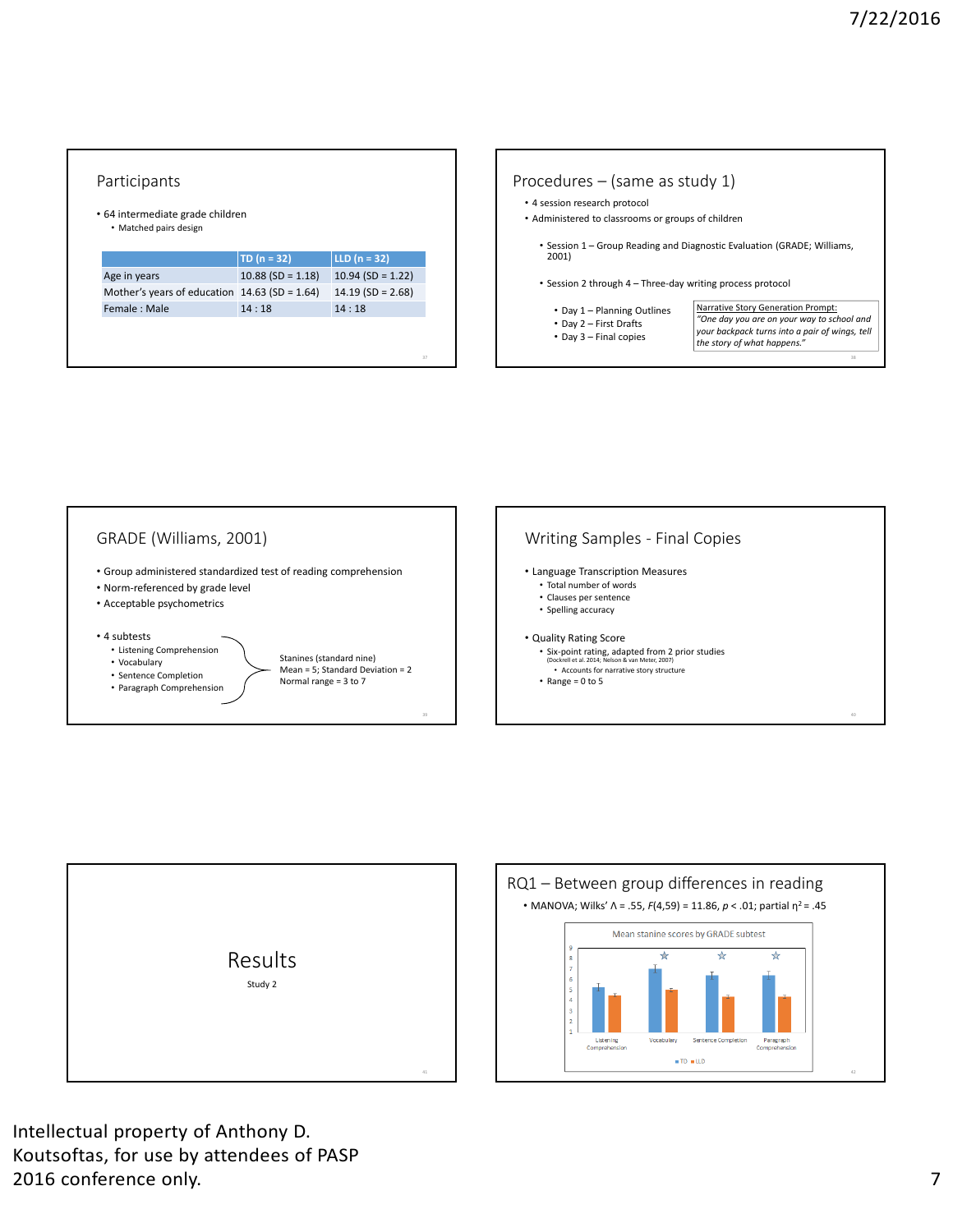## Participants

- 64 intermediate grade children
  - Matched pairs design

| | TD (n = 32) | LLD (n = 32) |
|---|---|---|
| Age in years | 10.88 (SD = 1.18) | 10.94 (SD = 1.22) |
| Mother's years of education | 14.63 (SD = 1.64) | 14.19 (SD = 2.68) |
| Female : Male | 14 : 18 | 14 : 18 |

## Procedures – (same as study 1)

- 4 session research protocol
- Administered to classrooms or groups of children
  - Session 1 – Group Reading and Diagnostic Evaluation (GRADE; Williams, 2001)
  - Session 2 through 4 – Three-day writing process protocol
    - Day 1 – Planning Outlines
    - Day 2 – First Drafts
    - Day 3 – Final copies

Narrative Story Generation Prompt:
*"One day you are on your way to school and your backpack turns into a pair of wings, tell the story of what happens."*

## GRADE (Williams, 2001)

- Group administered standardized test of reading comprehension
- Norm-referenced by grade level
- Acceptable psychometrics
- 4 subtests
  - Listening Comprehension
  - Vocabulary
  - Sentence Completion
  - Paragraph Comprehension

Stanines (standard nine)
Mean = 5; Standard Deviation = 2
Normal range = 3 to 7

## Writing Samples - Final Copies

- Language Transcription Measures
  - Total number of words
  - Clauses per sentence
  - Spelling accuracy
- Quality Rating Score
  - Six-point rating, adapted from 2 prior studies (Dockrell et al. 2014; Nelson & van Meter, 2007)
    - Accounts for narrative story structure
  - Range = 0 to 5

# Results

Study 2

## RQ1 – Between group differences in reading

- MANOVA; Wilks' $\Lambda = .55$, $F(4,59) = 11.86$, $p < .01$; partial $\eta^2 = .45$

Mean stanine scores by GRADE subtest

(Bar chart: TD vs LLD on Listening Comprehension, Vocabulary, Sentence Completion, Paragraph Comprehension; significant differences starred for Vocabulary, Sentence Completion, Paragraph Comprehension)

Intellectual property of Anthony D. Koutsoftas, for use by attendees of PASP 2016 conference only.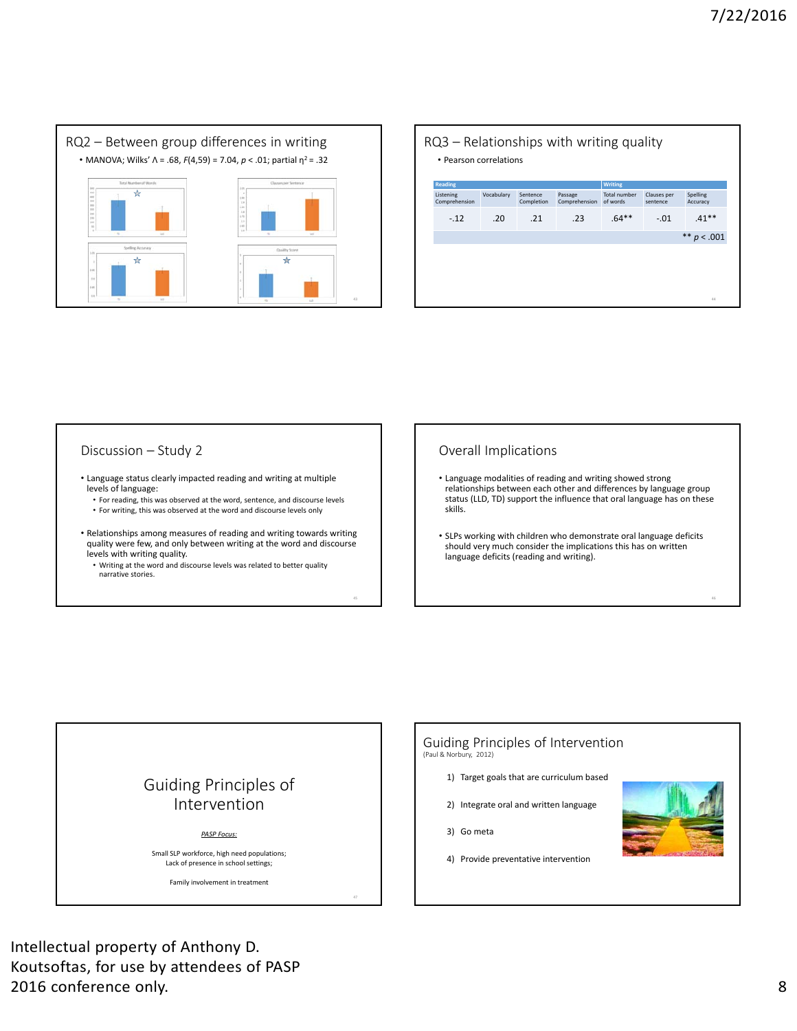## RQ2 – Between group differences in writing

- MANOVA; Wilks' $\Lambda$ = .68, $F(4,59)$ = 7.04, $p$ < .01; partial $\eta^2$ = .32

## RQ3 – Relationships with writing quality

- Pearson correlations

| Reading | | | | Writing | | |
|---|---|---|---|---|---|---|
| Listening Comprehension | Vocabulary | Sentence Completion | Passage Comprehension | Total number of words | Clauses per sentence | Spelling Accuracy |
| -.12 | .20 | .21 | .23 | .64** | -.01 | .41** |

** $p$ < .001

## Discussion – Study 2

- Language status clearly impacted reading and writing at multiple levels of language:
  - For reading, this was observed at the word, sentence, and discourse levels
  - For writing, this was observed at the word and discourse levels only
- Relationships among measures of reading and writing towards writing quality were few, and only between writing at the word and discourse levels with writing quality.
  - Writing at the word and discourse levels was related to better quality narrative stories.

## Overall Implications

- Language modalities of reading and writing showed strong relationships between each other and differences by language group status (LLD, TD) support the influence that oral language has on these skills.
- SLPs working with children who demonstrate oral language deficits should very much consider the implications this has on written language deficits (reading and writing).

## Guiding Principles of Intervention

*PASP Focus:*

Small SLP workforce, high need populations;
Lack of presence in school settings;

Family involvement in treatment

## Guiding Principles of Intervention

(Paul & Norbury, 2012)

1) Target goals that are curriculum based
2) Integrate oral and written language
3) Go meta
4) Provide preventative intervention

Intellectual property of Anthony D. Koutsoftas, for use by attendees of PASP 2016 conference only.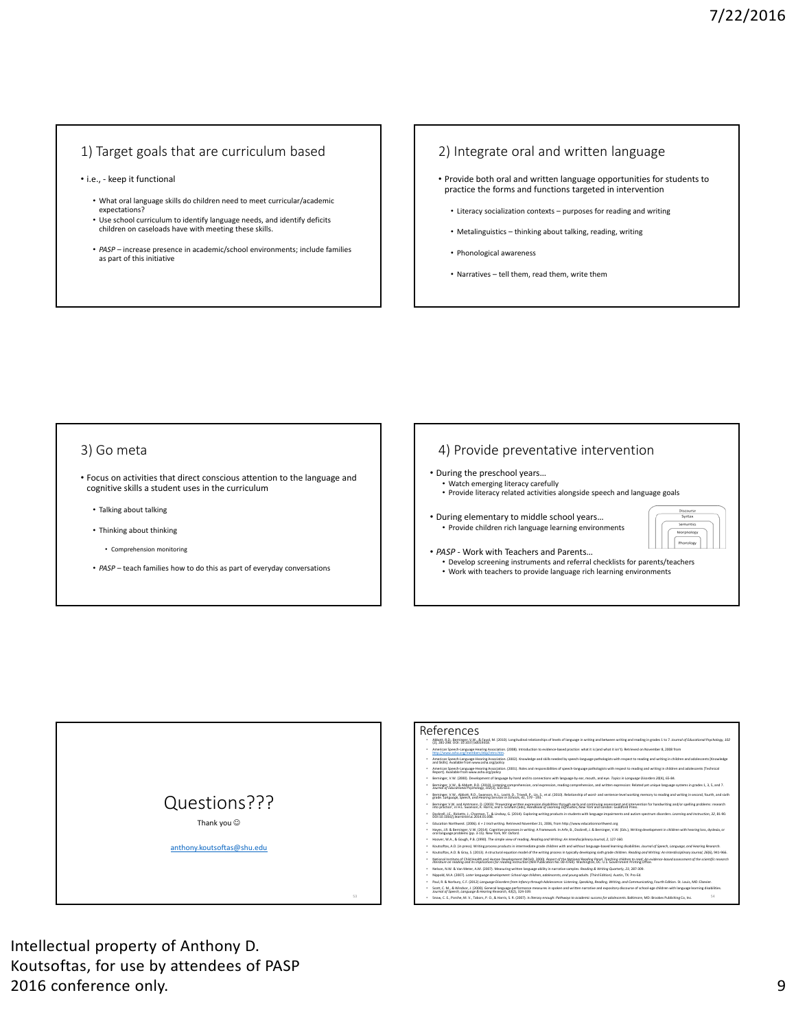## 1) Target goals that are curriculum based

- i.e., - keep it functional
  - What oral language skills do children need to meet curricular/academic expectations?
  - Use school curriculum to identify language needs, and identify deficits children on caseloads have with meeting these skills.
  - *PASP* – increase presence in academic/school environments; include families as part of this initiative

## 2) Integrate oral and written language

- Provide both oral and written language opportunities for students to practice the forms and functions targeted in intervention
  - Literacy socialization contexts – purposes for reading and writing
  - Metalinguistics – thinking about talking, reading, writing
  - Phonological awareness
  - Narratives – tell them, read them, write them

## 3) Go meta

- Focus on activities that direct conscious attention to the language and cognitive skills a student uses in the curriculum
  - Talking about talking
  - Thinking about thinking
    - Comprehension monitoring
  - *PASP* – teach families how to do this as part of everyday conversations

## 4) Provide preventative intervention

- During the preschool years…
  - Watch emerging literacy carefully
  - Provide literacy related activities alongside speech and language goals
- During elementary to middle school years…
  - Provide children rich language learning environments
- *PASP* - Work with Teachers and Parents…
  - Develop screening instruments and referral checklists for parents/teachers
  - Work with teachers to provide language rich learning environments

Discourse
Syntax
Semantics
Morphology
Phonology

# Questions???

Thank you ☺

anthony.koutsoftas@shu.edu

## References

- Abbott, R.D., Berninger, V.W., & Fayol, M. (2010). Longitudinal relationships of levels of language in writing and between writing and reading in grades 1 to 7. *Journal of Educational Psychology, 102* (2), 281-298. DOI: 10.1037/a0019318.
- American Speech-Language Hearing Association. (2008). Introduction to evidence-based practice: what it is (and what it isn't). Retrieved on November 8, 2008 from http://www.asha.org/members/ebp/intro.htm
- American Speech-Language-Hearing Association. (2002). Knowledge and skills needed by speech-language pathologists with respect to reading and writing in children and adolescents [Knowledge and Skills]. Available from www.asha.org/policy
- American Speech-Language-Hearing Association. (2001). Roles and responsibilities of speech-language pathologists with respect to reading and writing in children and adolescents [Technical Report]. Available from www.asha.org/policy
- Berninger, V.W. (2000). Development of language by hand and its connections with language by ear, mouth, and eye. *Topics in Language Disorders 20*(4), 65-84.
- Berninger, V.W., & Abbott, R.D. (2010). Listening comprehension, oral expression, reading comprehension, and written expression: Related yet unique language systems in grades 1, 3, 5, and 7. *Journal of Educational Psychology, 102*(3), 635-651.
- Berninger, V.W., Abbott, R.D., Swanson, H.L., Lovitt, D., Trivedi, P., Lin, S., et al. (2010). Relationship of word- and sentence-level working memory to reading and writing in second, fourth, and sixth grade. *Language, Speech, and Hearing Services in Schools, 41*, 179 - 193.
- Berninger V.W. and Amtmann, D. (2003) "Preventing written expression disabilities through early and continuing assessment and intervention for handwriting and/or spelling problems: research into practice", in H.L. Swanson, K. Harris, and S. Graham (eds), *Handbook of Learning Disabilities*. New York and London: Guildford Press.
- Dockrell, J.E., Ricketts, J., Charman, T., & Lindsay, G. (2014). Exploring writing products in students with language impairments and autism spectrum disorders. *Learning and Instruction, 32*, 81-90. DOI:10.1016/j.learninstruc.2014.01.008.
- Education Northwest. (2006). 6 + 1 trait writing. Retrieved November 21, 2006, from http://www.educationnorthwest.org
- Hayes, J.R. & Berninger, V.W. (2014). Cognitive processes in writing: A framework. In Arfe, B., Dockrell, J. & Berninger, V.W. (Eds.), Writing development in children with hearing loss, dyslexia, or oral language problems (pp. 3-15). New York, NY: Oxford.
- Hoover, W.A., & Gough, P.B. (1990). The simple view of reading. *Reading and Writing: An Interdisciplinary Journal, 2*, 127-160.
- Koutsoftas, A.D. (in press). Writing process products in intermediate grade children with and without language-based learning disabilities. *Journal of Speech, Language, and Hearing Research.*
- Koutsoftas, A.D. & Gray, S. (2013). A structural equation model of the writing process in typically developing sixth grade children. *Reading and Writing: An Interdisciplinary Journal, 26*(6), 941-966.
- National Institute of Child Health and Human Development (NICHD). (2000). *Report of the National Reading Panel. Teaching children to read: An evidence-based assessment of the scientific research literature on reading and its implications for reading instruction* (NIH Publication No. 00-4769). Washington, DC: U.S. Government Printing Office.
- Nelson, N.W. & Van Meter, A.M. (2007). Measuring written language ability in narrative samples. *Reading & Writing Quarterly, 23*, 287-309.
- Nippold, M.A. (2007). *Later language development: School-age children, adolescents, and young adults.* (Third Edition). Austin, TX: Pro-Ed.
- Paul, R. & Norbury, C.F. (2012) *Language Disorders from Infancy through Adolescence: Listening, Speaking, Reading, Writing, and Communicating*, Fourth Edition. St. Louis, MO: Elsevier.
- Scott, C. M., & Windsor, J. (2000). General language performance measures in spoken and written narrative and expository discourse of school-age children with language learning disabilities. *Journal of Speech, Language & Hearing Research, 43*(2), 324-339.
- Snow, C. E., Porche, M. V., Tabors, P. O., & Harris, S. R. (2007). *Is literacy enough: Pathways to academic success for adolescents*. Baltimore, MD: Brookes Publishing Co, Inc.

Intellectual property of Anthony D. Koutsoftas, for use by attendees of PASP 2016 conference only.